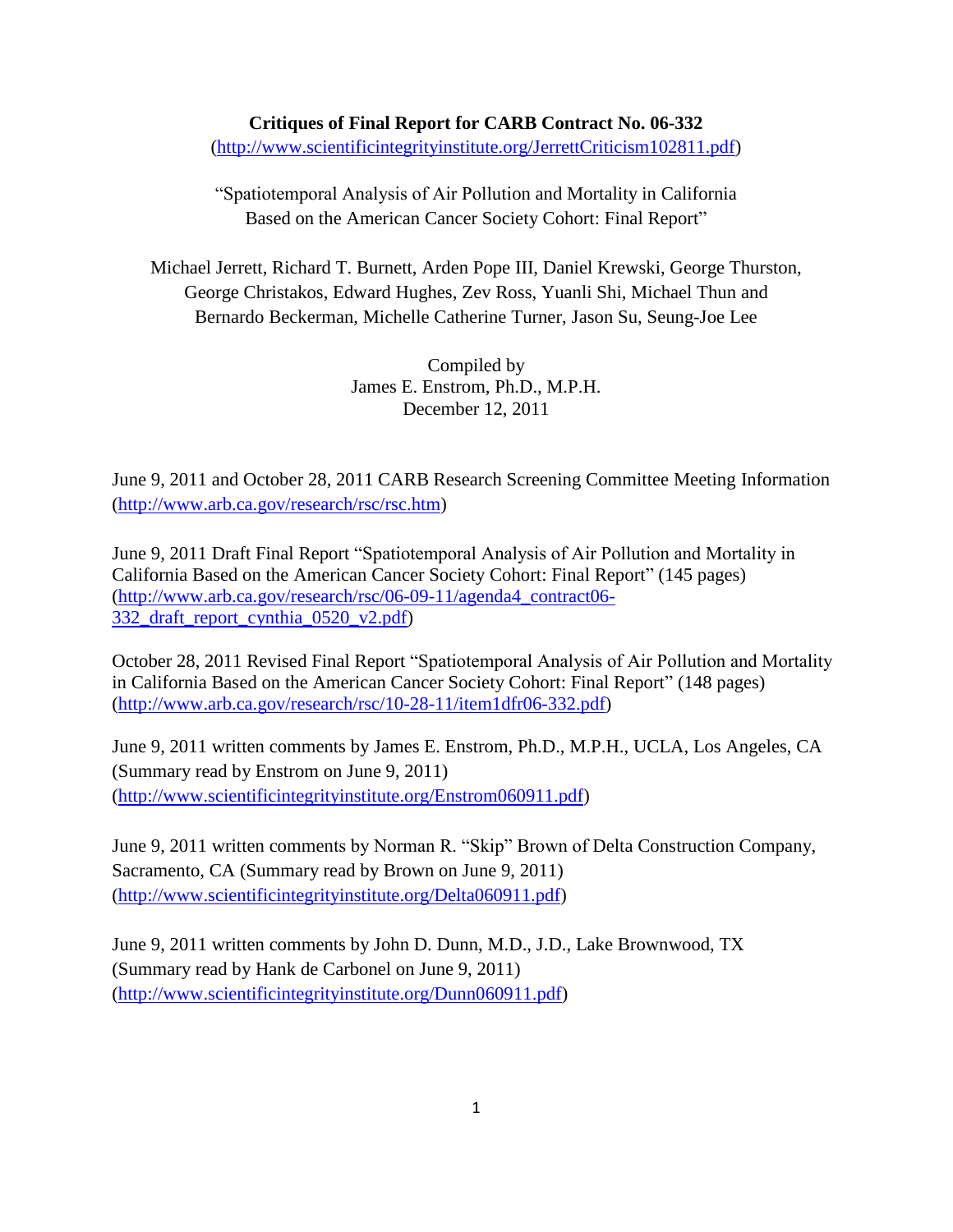**Critiques of Final Report for CARB Contract No. 06-332**
(http://www.scientificintegrityinstitute.org/JerrettCriticism102811.pdf)

"Spatiotemporal Analysis of Air Pollution and Mortality in California Based on the American Cancer Society Cohort: Final Report"

Michael Jerrett, Richard T. Burnett, Arden Pope III, Daniel Krewski, George Thurston, George Christakos, Edward Hughes, Zev Ross, Yuanli Shi, Michael Thun and Bernardo Beckerman, Michelle Catherine Turner, Jason Su, Seung-Joe Lee

Compiled by
James E. Enstrom, Ph.D., M.P.H.
December 12, 2011

June 9, 2011 and October 28, 2011 CARB Research Screening Committee Meeting Information (http://www.arb.ca.gov/research/rsc/rsc.htm)

June 9, 2011 Draft Final Report "Spatiotemporal Analysis of Air Pollution and Mortality in California Based on the American Cancer Society Cohort: Final Report" (145 pages) (http://www.arb.ca.gov/research/rsc/06-09-11/agenda4_contract06-332_draft_report_cynthia_0520_v2.pdf)

October 28, 2011 Revised Final Report "Spatiotemporal Analysis of Air Pollution and Mortality in California Based on the American Cancer Society Cohort: Final Report" (148 pages) (http://www.arb.ca.gov/research/rsc/10-28-11/item1dfr06-332.pdf)

June 9, 2011 written comments by James E. Enstrom, Ph.D., M.P.H., UCLA, Los Angeles, CA (Summary read by Enstrom on June 9, 2011) (http://www.scientificintegrityinstitute.org/Enstrom060911.pdf)

June 9, 2011 written comments by Norman R. "Skip" Brown of Delta Construction Company, Sacramento, CA (Summary read by Brown on June 9, 2011) (http://www.scientificintegrityinstitute.org/Delta060911.pdf)

June 9, 2011 written comments by John D. Dunn, M.D., J.D., Lake Brownwood, TX (Summary read by Hank de Carbonel on June 9, 2011) (http://www.scientificintegrityinstitute.org/Dunn060911.pdf)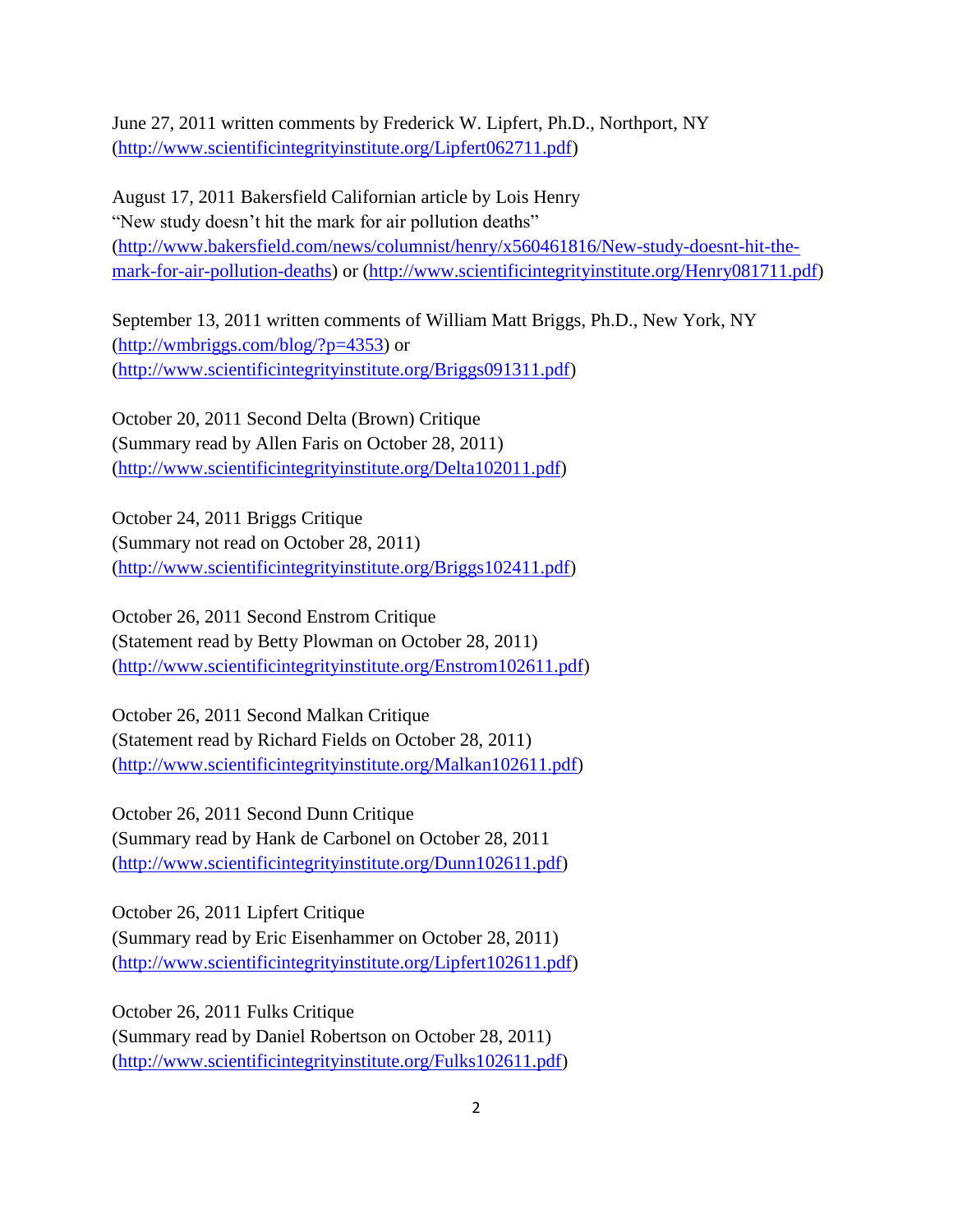June 27, 2011 written comments by Frederick W. Lipfert, Ph.D., Northport, NY (http://www.scientificintegrityinstitute.org/Lipfert062711.pdf)

August 17, 2011 Bakersfield Californian article by Lois Henry "New study doesn't hit the mark for air pollution deaths" (http://www.bakersfield.com/news/columnist/henry/x560461816/New-study-doesnt-hit-the-mark-for-air-pollution-deaths) or (http://www.scientificintegrityinstitute.org/Henry081711.pdf)

September 13, 2011 written comments of William Matt Briggs, Ph.D., New York, NY (http://wmbriggs.com/blog/?p=4353) or (http://www.scientificintegrityinstitute.org/Briggs091311.pdf)

October 20, 2011 Second Delta (Brown) Critique
(Summary read by Allen Faris on October 28, 2011)
(http://www.scientificintegrityinstitute.org/Delta102011.pdf)

October 24, 2011 Briggs Critique
(Summary not read on October 28, 2011)
(http://www.scientificintegrityinstitute.org/Briggs102411.pdf)

October 26, 2011 Second Enstrom Critique
(Statement read by Betty Plowman on October 28, 2011)
(http://www.scientificintegrityinstitute.org/Enstrom102611.pdf)

October 26, 2011 Second Malkan Critique
(Statement read by Richard Fields on October 28, 2011)
(http://www.scientificintegrityinstitute.org/Malkan102611.pdf)

October 26, 2011 Second Dunn Critique
(Summary read by Hank de Carbonel on October 28, 2011
(http://www.scientificintegrityinstitute.org/Dunn102611.pdf)

October 26, 2011 Lipfert Critique
(Summary read by Eric Eisenhammer on October 28, 2011)
(http://www.scientificintegrityinstitute.org/Lipfert102611.pdf)

October 26, 2011 Fulks Critique
(Summary read by Daniel Robertson on October 28, 2011)
(http://www.scientificintegrityinstitute.org/Fulks102611.pdf)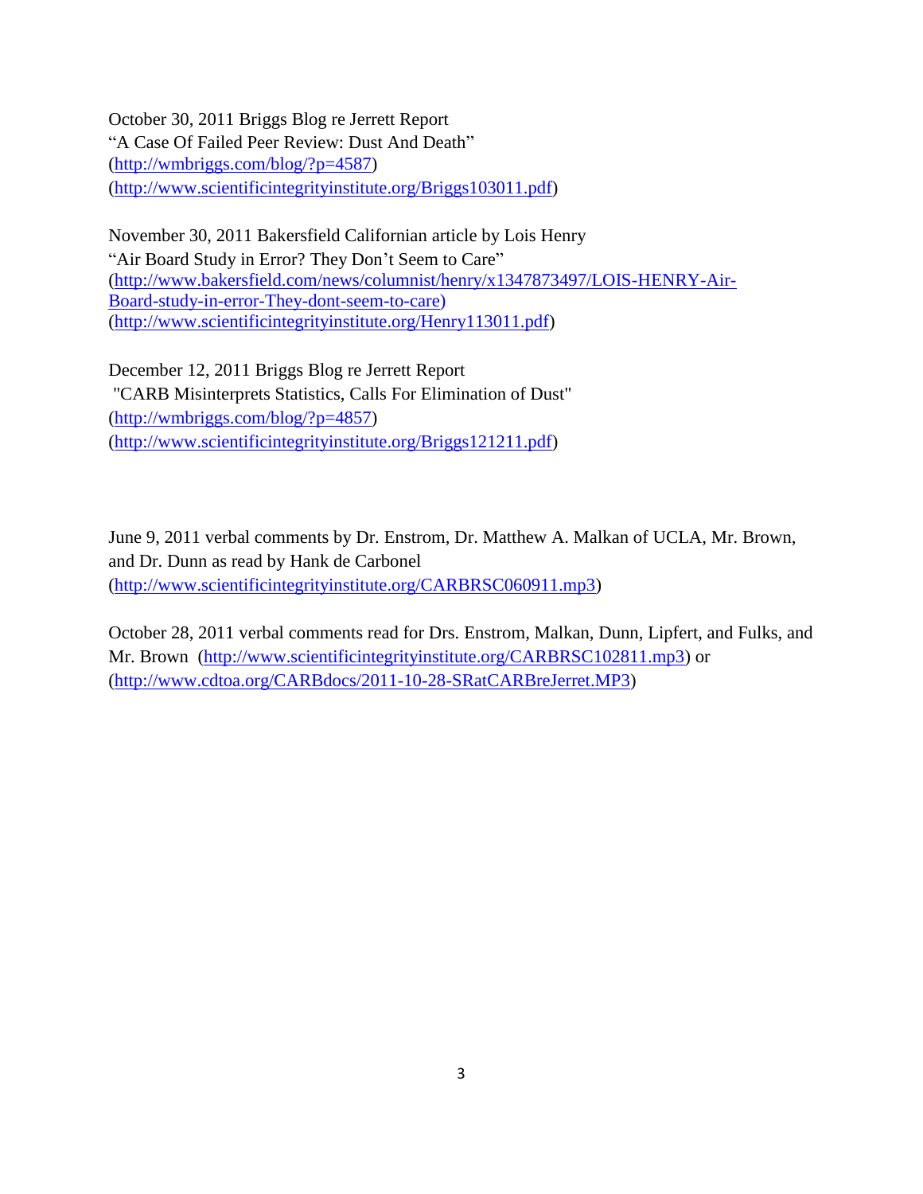October 30, 2011 Briggs Blog re Jerrett Report
"A Case Of Failed Peer Review: Dust And Death"
(http://wmbriggs.com/blog/?p=4587)
(http://www.scientificintegrityinstitute.org/Briggs103011.pdf)

November 30, 2011 Bakersfield Californian article by Lois Henry
"Air Board Study in Error? They Don't Seem to Care"
(http://www.bakersfield.com/news/columnist/henry/x1347873497/LOIS-HENRY-Air-Board-study-in-error-They-dont-seem-to-care)
(http://www.scientificintegrityinstitute.org/Henry113011.pdf)

December 12, 2011 Briggs Blog re Jerrett Report
"CARB Misinterprets Statistics, Calls For Elimination of Dust"
(http://wmbriggs.com/blog/?p=4857)
(http://www.scientificintegrityinstitute.org/Briggs121211.pdf)

June 9, 2011 verbal comments by Dr. Enstrom, Dr. Matthew A. Malkan of UCLA, Mr. Brown, and Dr. Dunn as read by Hank de Carbonel
(http://www.scientificintegrityinstitute.org/CARBRSC060911.mp3)

October 28, 2011 verbal comments read for Drs. Enstrom, Malkan, Dunn, Lipfert, and Fulks, and Mr. Brown (http://www.scientificintegrityinstitute.org/CARBRSC102811.mp3) or (http://www.cdtoa.org/CARBdocs/2011-10-28-SRatCARBreJerret.MP3)